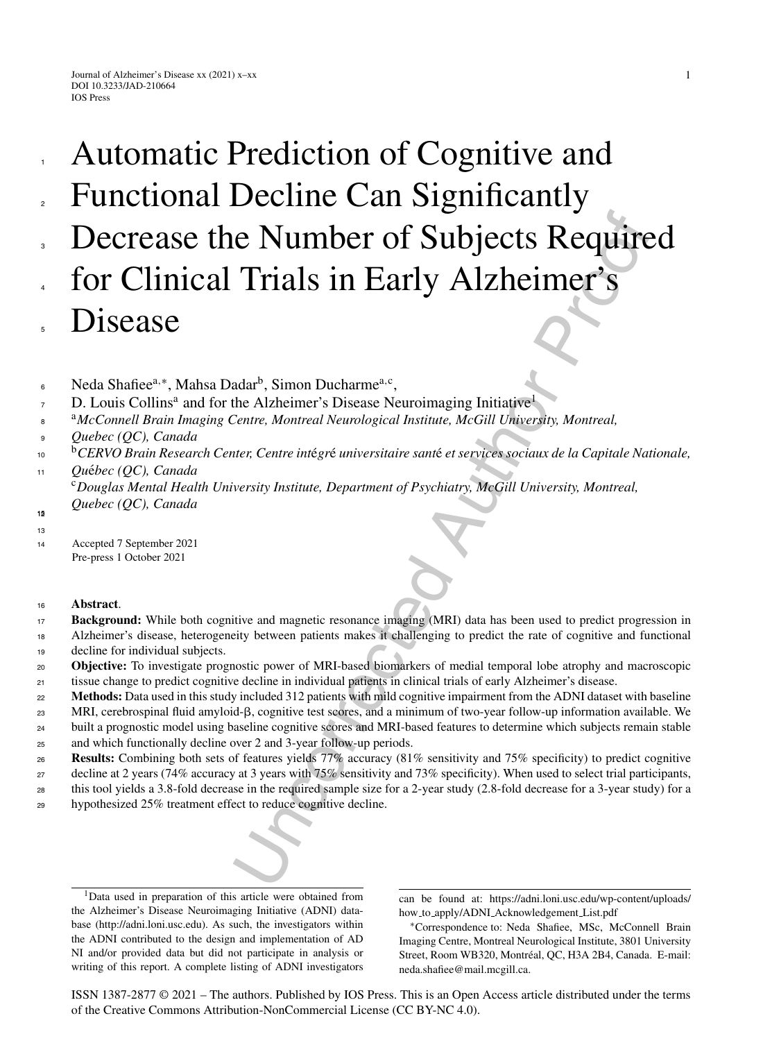# Automatic Prediction of Cognitive and Functional Decline Can Significantly Decrease the Number of Subjects Required for Clinical Trials in Early Alzheimer's Disease

Neda Shafiee[a,*], Mahsa Dadar[b], Simon Ducharme[a,c], D. Louis Collins[a] and for the Alzheimer's Disease Neuroimaging Initiative[1]

[a] *McConnell Brain Imaging Centre, Montreal Neurological Institute, McGill University, Montreal, Quebec (QC), Canada*

[b] *CERVO Brain Research Center, Centre intégré universitaire santé et services sociaux de la Capitale Nationale, Québec (QC), Canada*

[c] *Douglas Mental Health University Institute, Department of Psychiatry, McGill University, Montreal, Quebec (QC), Canada*

Accepted 7 September 2021
Pre-press 1 October 2021

**Abstract**.

**Background:** While both cognitive and magnetic resonance imaging (MRI) data has been used to predict progression in Alzheimer's disease, heterogeneity between patients makes it challenging to predict the rate of cognitive and functional decline for individual subjects.

**Objective:** To investigate prognostic power of MRI-based biomarkers of medial temporal lobe atrophy and macroscopic tissue change to predict cognitive decline in individual patients in clinical trials of early Alzheimer's disease.

**Methods:** Data used in this study included 312 patients with mild cognitive impairment from the ADNI dataset with baseline MRI, cerebrospinal fluid amyloid-β, cognitive test scores, and a minimum of two-year follow-up information available. We built a prognostic model using baseline cognitive scores and MRI-based features to determine which subjects remain stable and which functionally decline over 2 and 3-year follow-up periods.

**Results:** Combining both sets of features yields 77% accuracy (81% sensitivity and 75% specificity) to predict cognitive decline at 2 years (74% accuracy at 3 years with 75% sensitivity and 73% specificity). When used to select trial participants, this tool yields a 3.8-fold decrease in the required sample size for a 2-year study (2.8-fold decrease for a 3-year study) for a hypothesized 25% treatment effect to reduce cognitive decline.

---

[1] Data used in preparation of this article were obtained from the Alzheimer's Disease Neuroimaging Initiative (ADNI) database (http://adni.loni.usc.edu). As such, the investigators within the ADNI contributed to the design and implementation of ADNI and/or provided data but did not participate in analysis or writing of this report. A complete listing of ADNI investigators can be found at: https://adni.loni.usc.edu/wp-content/uploads/how_to_apply/ADNI_Acknowledgement_List.pdf

*Correspondence to: Neda Shafiee, MSc, McConnell Brain Imaging Centre, Montreal Neurological Institute, 3801 University Street, Room WB320, Montréal, QC, H3A 2B4, Canada. E-mail: neda.shafiee@mail.mcgill.ca.

ISSN 1387-2877 © 2021 – The authors. Published by IOS Press. This is an Open Access article distributed under the terms of the Creative Commons Attribution-NonCommercial License (CC BY-NC 4.0).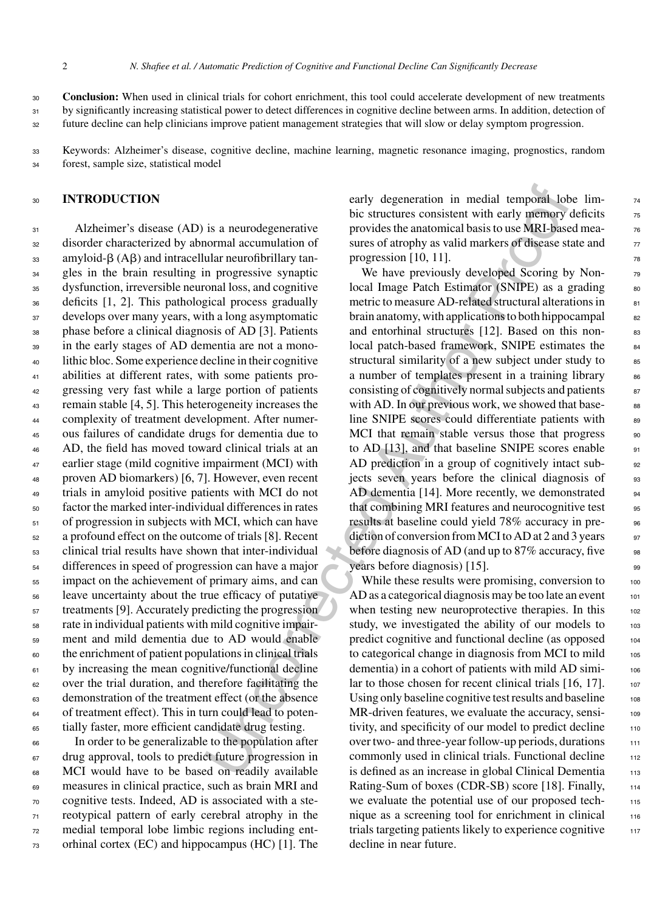**Conclusion:** When used in clinical trials for cohort enrichment, this tool could accelerate development of new treatments by significantly increasing statistical power to detect differences in cognitive decline between arms. In addition, detection of future decline can help clinicians improve patient management strategies that will slow or delay symptom progression.

Keywords: Alzheimer's disease, cognitive decline, machine learning, magnetic resonance imaging, prognostics, random forest, sample size, statistical model

## INTRODUCTION

Alzheimer's disease (AD) is a neurodegenerative disorder characterized by abnormal accumulation of amyloid-β (Aβ) and intracellular neurofibrillary tangles in the brain resulting in progressive synaptic dysfunction, irreversible neuronal loss, and cognitive deficits [1, 2]. This pathological process gradually develops over many years, with a long asymptomatic phase before a clinical diagnosis of AD [3]. Patients in the early stages of AD dementia are not a monolithic bloc. Some experience decline in their cognitive abilities at different rates, with some patients progressing very fast while a large portion of patients remain stable [4, 5]. This heterogeneity increases the complexity of treatment development. After numerous failures of candidate drugs for dementia due to AD, the field has moved toward clinical trials at an earlier stage (mild cognitive impairment (MCI) with proven AD biomarkers) [6, 7]. However, even recent trials in amyloid positive patients with MCI do not factor the marked inter-individual differences in rates of progression in subjects with MCI, which can have a profound effect on the outcome of trials [8]. Recent clinical trial results have shown that inter-individual differences in speed of progression can have a major impact on the achievement of primary aims, and can leave uncertainty about the true efficacy of putative treatments [9]. Accurately predicting the progression rate in individual patients with mild cognitive impairment and mild dementia due to AD would enable the enrichment of patient populations in clinical trials by increasing the mean cognitive/functional decline over the trial duration, and therefore facilitating the demonstration of the treatment effect (or the absence of treatment effect). This in turn could lead to potentially faster, more efficient candidate drug testing.

In order to be generalizable to the population after drug approval, tools to predict future progression in MCI would have to be based on readily available measures in clinical practice, such as brain MRI and cognitive tests. Indeed, AD is associated with a stereotypical pattern of early cerebral atrophy in the medial temporal lobe limbic regions including entorhinal cortex (EC) and hippocampus (HC) [1]. The early degeneration in medial temporal lobe limbic structures consistent with early memory deficits provides the anatomical basis to use MRI-based measures of atrophy as valid markers of disease state and progression [10, 11].

We have previously developed Scoring by Nonlocal Image Patch Estimator (SNIPE) as a grading metric to measure AD-related structural alterations in brain anatomy, with applications to both hippocampal and entorhinal structures [12]. Based on this nonlocal patch-based framework, SNIPE estimates the structural similarity of a new subject under study to a number of templates present in a training library consisting of cognitively normal subjects and patients with AD. In our previous work, we showed that baseline SNIPE scores could differentiate patients with MCI that remain stable versus those that progress to AD [13], and that baseline SNIPE scores enable AD prediction in a group of cognitively intact subjects seven years before the clinical diagnosis of AD dementia [14]. More recently, we demonstrated that combining MRI features and neurocognitive test results at baseline could yield 78% accuracy in prediction of conversion from MCI to AD at 2 and 3 years before diagnosis of AD (and up to 87% accuracy, five years before diagnosis) [15].

While these results were promising, conversion to AD as a categorical diagnosis may be too late an event when testing new neuroprotective therapies. In this study, we investigated the ability of our models to predict cognitive and functional decline (as opposed to categorical change in diagnosis from MCI to mild dementia) in a cohort of patients with mild AD similar to those chosen for recent clinical trials [16, 17]. Using only baseline cognitive test results and baseline MR-driven features, we evaluate the accuracy, sensitivity, and specificity of our model to predict decline over two- and three-year follow-up periods, durations commonly used in clinical trials. Functional decline is defined as an increase in global Clinical Dementia Rating-Sum of boxes (CDR-SB) score [18]. Finally, we evaluate the potential use of our proposed technique as a screening tool for enrichment in clinical trials targeting patients likely to experience cognitive decline in near future.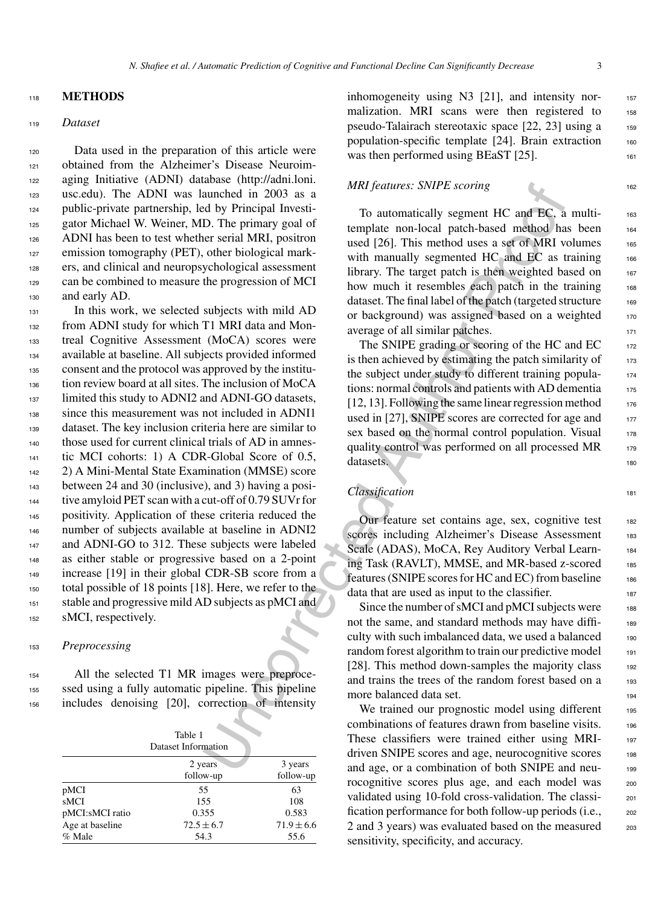## METHODS

### *Dataset*

Data used in the preparation of this article were obtained from the Alzheimer's Disease Neuroimaging Initiative (ADNI) database (http://adni.loni.usc.edu). The ADNI was launched in 2003 as a public-private partnership, led by Principal Investigator Michael W. Weiner, MD. The primary goal of ADNI has been to test whether serial MRI, positron emission tomography (PET), other biological markers, and clinical and neuropsychological assessment can be combined to measure the progression of MCI and early AD.

In this work, we selected subjects with mild AD from ADNI study for which T1 MRI data and Montreal Cognitive Assessment (MoCA) scores were available at baseline. All subjects provided informed consent and the protocol was approved by the institution review board at all sites. The inclusion of MoCA limited this study to ADNI2 and ADNI-GO datasets, since this measurement was not included in ADNI1 dataset. The key inclusion criteria here are similar to those used for current clinical trials of AD in amnestic MCI cohorts: 1) A CDR-Global Score of 0.5, 2) A Mini-Mental State Examination (MMSE) score between 24 and 30 (inclusive), and 3) having a positive amyloid PET scan with a cut-off of 0.79 SUVr for positivity. Application of these criteria reduced the number of subjects available at baseline in ADNI2 and ADNI-GO to 312. These subjects were labeled as either stable or progressive based on a 2-point increase [19] in their global CDR-SB score from a total possible of 18 points [18]. Here, we refer to the stable and progressive mild AD subjects as pMCI and sMCI, respectively.

### *Preprocessing*

All the selected T1 MR images were preprocessed using a fully automatic pipeline. This pipeline includes denoising [20], correction of intensity inhomogeneity using N3 [21], and intensity normalization. MRI scans were then registered to pseudo-Talairach stereotaxic space [22, 23] using a population-specific template [24]. Brain extraction was then performed using BEaST [25].

Table 1
Dataset Information

| | 2 years follow-up | 3 years follow-up |
|---|---|---|
| pMCI | 55 | 63 |
| sMCI | 155 | 108 |
| pMCI:sMCI ratio | 0.355 | 0.583 |
| Age at baseline | $72.5 \pm 6.7$ | $71.9 \pm 6.6$ |
| % Male | 54.3 | 55.6 |

### *MRI features: SNIPE scoring*

To automatically segment HC and EC, a multi-template non-local patch-based method has been used [26]. This method uses a set of MRI volumes with manually segmented HC and EC as training library. The target patch is then weighted based on how much it resembles each patch in the training dataset. The final label of the patch (targeted structure or background) was assigned based on a weighted average of all similar patches.

The SNIPE grading or scoring of the HC and EC is then achieved by estimating the patch similarity of the subject under study to different training populations: normal controls and patients with AD dementia [12, 13]. Following the same linear regression method used in [27], SNIPE scores are corrected for age and sex based on the normal control population. Visual quality control was performed on all processed MR datasets.

### *Classification*

Our feature set contains age, sex, cognitive test scores including Alzheimer's Disease Assessment Scale (ADAS), MoCA, Rey Auditory Verbal Learning Task (RAVLT), MMSE, and MR-based z-scored features (SNIPE scores for HC and EC) from baseline data that are used as input to the classifier.

Since the number of sMCI and pMCI subjects were not the same, and standard methods may have difficulty with such imbalanced data, we used a balanced random forest algorithm to train our predictive model [28]. This method down-samples the majority class and trains the trees of the random forest based on a more balanced data set.

We trained our prognostic model using different combinations of features drawn from baseline visits. These classifiers were trained either using MRI-driven SNIPE scores and age, neurocognitive scores and age, or a combination of both SNIPE and neurocognitive scores plus age, and each model was validated using 10-fold cross-validation. The classification performance for both follow-up periods (i.e., 2 and 3 years) was evaluated based on the measured sensitivity, specificity, and accuracy.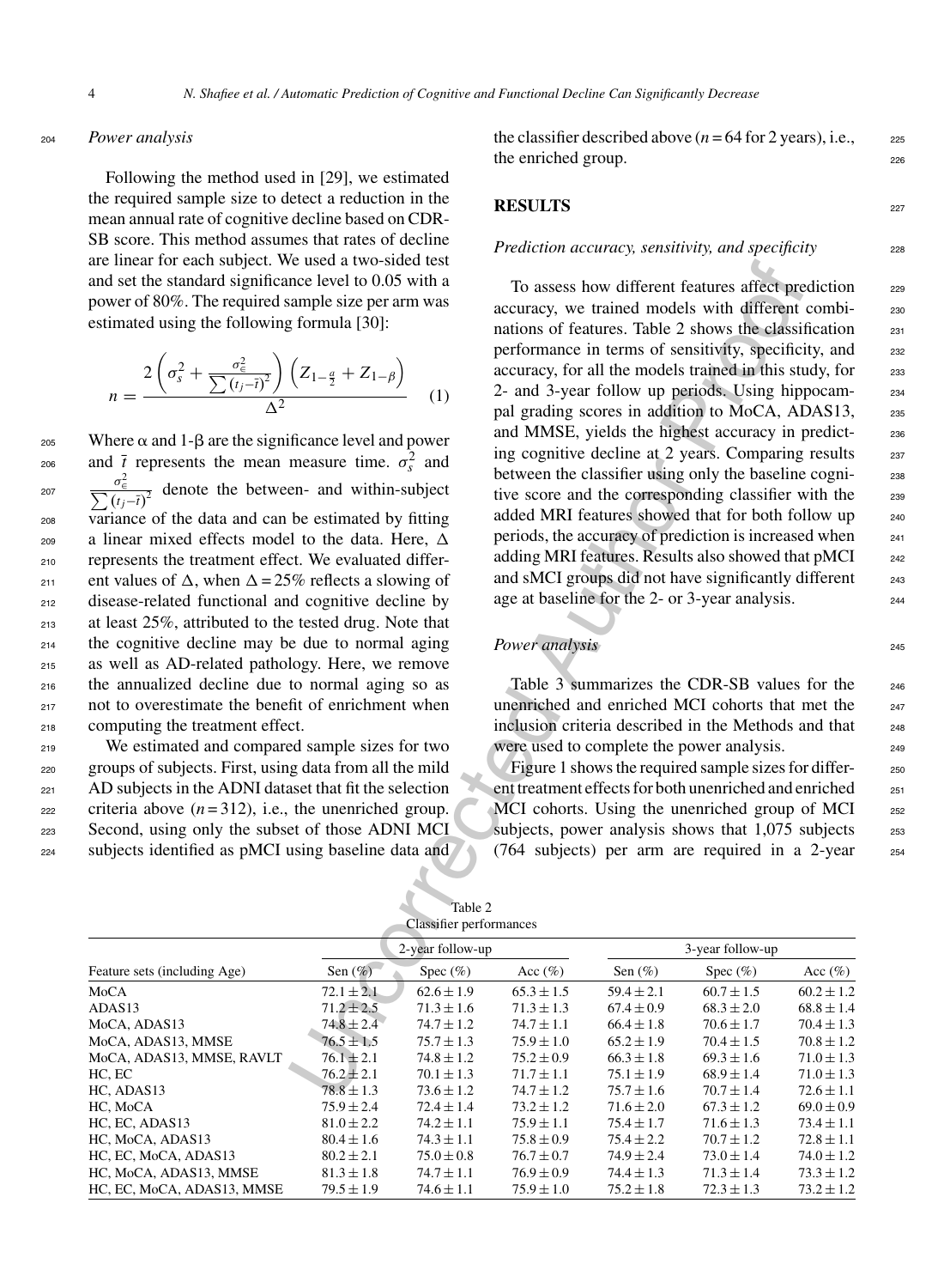## Power analysis

Following the method used in [29], we estimated the required sample size to detect a reduction in the mean annual rate of cognitive decline based on CDR-SB score. This method assumes that rates of decline are linear for each subject. We used a two-sided test and set the standard significance level to 0.05 with a power of 80%. The required sample size per arm was estimated using the following formula [30]:

$$n = \frac{2\left(\sigma_s^2 + \frac{\sigma_\epsilon^2}{\sum (t_j - \bar{t})^2}\right)\left(Z_{1-\frac{\alpha}{2}} + Z_{1-\beta}\right)}{\Delta^2} \quad (1)$$

Where α and 1-β are the significance level and power and $\bar{t}$ represents the mean measure time. $\sigma_s^2$ and $\frac{\sigma_\epsilon^2}{\sum (t_j - \bar{t})^2}$ denote the between- and within-subject variance of the data and can be estimated by fitting a linear mixed effects model to the data. Here, Δ represents the treatment effect. We evaluated different values of Δ, when Δ = 25% reflects a slowing of disease-related functional and cognitive decline by at least 25%, attributed to the tested drug. Note that the cognitive decline may be due to normal aging as well as AD-related pathology. Here, we remove the annualized decline due to normal aging so as not to overestimate the benefit of enrichment when computing the treatment effect.

We estimated and compared sample sizes for two groups of subjects. First, using data from all the mild AD subjects in the ADNI dataset that fit the selection criteria above (n = 312), i.e., the unenriched group. Second, using only the subset of those ADNI MCI subjects identified as pMCI using baseline data and the classifier described above (n = 64 for 2 years), i.e., the enriched group.

# RESULTS

## Prediction accuracy, sensitivity, and specificity

To assess how different features affect prediction accuracy, we trained models with different combinations of features. Table 2 shows the classification performance in terms of sensitivity, specificity, and accuracy, for all the models trained in this study, for 2- and 3-year follow up periods. Using hippocampal grading scores in addition to MoCA, ADAS13, and MMSE, yields the highest accuracy in predicting cognitive decline at 2 years. Comparing results between the classifier using only the baseline cognitive score and the corresponding classifier with the added MRI features showed that for both follow up periods, the accuracy of prediction is increased when adding MRI features. Results also showed that pMCI and sMCI groups did not have significantly different age at baseline for the 2- or 3-year analysis.

## Power analysis

Table 3 summarizes the CDR-SB values for the unenriched and enriched MCI cohorts that met the inclusion criteria described in the Methods and that were used to complete the power analysis.

Figure 1 shows the required sample sizes for different treatment effects for both unenriched and enriched MCI cohorts. Using the unenriched group of MCI subjects, power analysis shows that 1,075 subjects (764 subjects) per arm are required in a 2-year

Table 2
Classifier performances

| Feature sets (including Age) | 2-year follow-up | | | 3-year follow-up | | |
|---|---|---|---|---|---|---|
| | Sen (%) | Spec (%) | Acc (%) | Sen (%) | Spec (%) | Acc (%) |
| MoCA | 72.1 ± 2.1 | 62.6 ± 1.9 | 65.3 ± 1.5 | 59.4 ± 2.1 | 60.7 ± 1.5 | 60.2 ± 1.2 |
| ADAS13 | 71.2 ± 2.5 | 71.3 ± 1.6 | 71.3 ± 1.3 | 67.4 ± 0.9 | 68.3 ± 2.0 | 68.8 ± 1.4 |
| MoCA, ADAS13 | 74.8 ± 2.4 | 74.7 ± 1.2 | 74.7 ± 1.1 | 66.4 ± 1.8 | 70.6 ± 1.7 | 70.4 ± 1.3 |
| MoCA, ADAS13, MMSE | 76.5 ± 1.5 | 75.7 ± 1.3 | 75.9 ± 1.0 | 65.2 ± 1.9 | 70.4 ± 1.5 | 70.8 ± 1.2 |
| MoCA, ADAS13, MMSE, RAVLT | 76.1 ± 2.1 | 74.8 ± 1.2 | 75.2 ± 0.9 | 66.3 ± 1.8 | 69.3 ± 1.6 | 71.0 ± 1.3 |
| HC, EC | 76.2 ± 2.1 | 70.1 ± 1.3 | 71.7 ± 1.1 | 75.1 ± 1.9 | 68.9 ± 1.4 | 71.0 ± 1.3 |
| HC, ADAS13 | 78.8 ± 1.3 | 73.6 ± 1.2 | 74.7 ± 1.2 | 75.7 ± 1.6 | 70.7 ± 1.4 | 72.6 ± 1.1 |
| HC, MoCA | 75.9 ± 2.4 | 72.4 ± 1.4 | 73.2 ± 1.2 | 71.6 ± 2.0 | 67.3 ± 1.2 | 69.0 ± 0.9 |
| HC, EC, ADAS13 | 81.0 ± 2.2 | 74.2 ± 1.1 | 75.9 ± 1.1 | 75.4 ± 1.7 | 71.6 ± 1.3 | 73.4 ± 1.1 |
| HC, MoCA, ADAS13 | 80.4 ± 1.6 | 74.3 ± 1.1 | 75.8 ± 0.9 | 75.4 ± 2.2 | 70.7 ± 1.2 | 72.8 ± 1.1 |
| HC, EC, MoCA, ADAS13 | 80.2 ± 2.1 | 75.0 ± 0.8 | 76.7 ± 0.7 | 74.9 ± 2.4 | 73.0 ± 1.4 | 74.0 ± 1.2 |
| HC, MoCA, ADAS13, MMSE | 81.3 ± 1.8 | 74.7 ± 1.1 | 76.9 ± 0.9 | 74.4 ± 1.3 | 71.3 ± 1.4 | 73.3 ± 1.2 |
| HC, EC, MoCA, ADAS13, MMSE | 79.5 ± 1.9 | 74.6 ± 1.1 | 75.9 ± 1.0 | 75.2 ± 1.8 | 72.3 ± 1.3 | 73.2 ± 1.2 |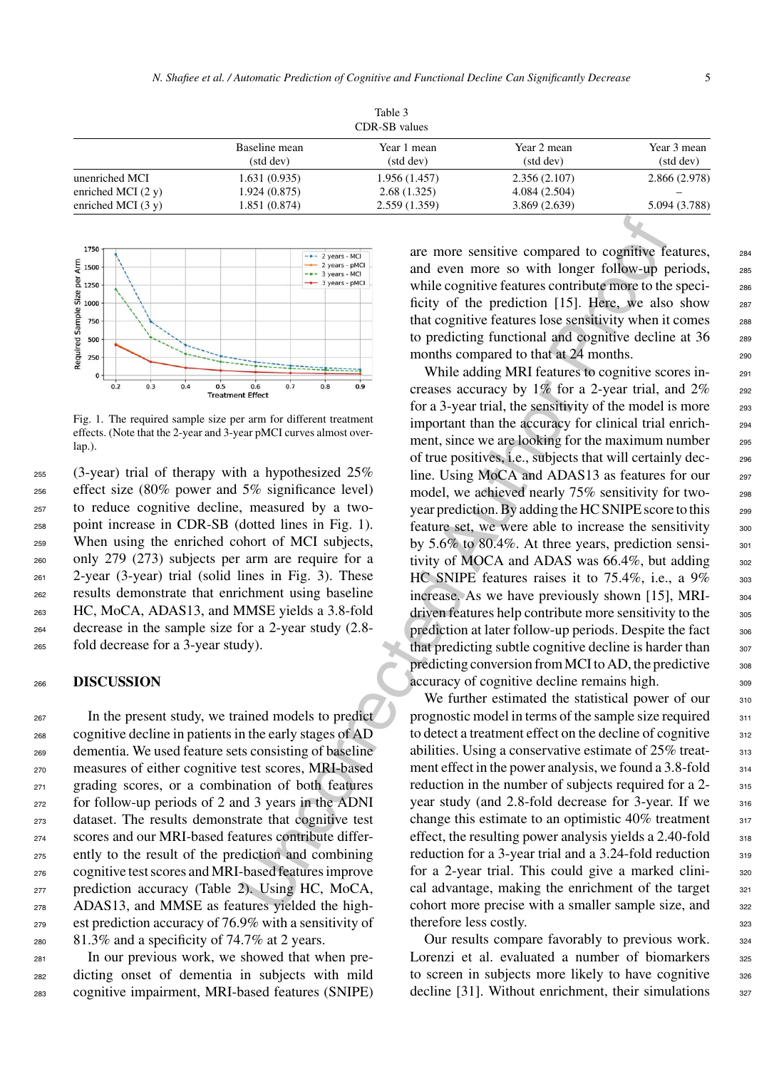Table 3
CDR-SB values

| | Baseline mean (std dev) | Year 1 mean (std dev) | Year 2 mean (std dev) | Year 3 mean (std dev) |
|---|---|---|---|---|
| unenriched MCI | 1.631 (0.935) | 1.956 (1.457) | 2.356 (2.107) | 2.866 (2.978) |
| enriched MCI (2 y) | 1.924 (0.875) | 2.68 (1.325) | 4.084 (2.504) | – |
| enriched MCI (3 y) | 1.851 (0.874) | 2.559 (1.359) | 3.869 (2.639) | 5.094 (3.788) |

Fig. 1. The required sample size per arm for different treatment effects. (Note that the 2-year and 3-year pMCI curves almost overlap.).

(3-year) trial of therapy with a hypothesized 25% effect size (80% power and 5% significance level) to reduce cognitive decline, measured by a two-point increase in CDR-SB (dotted lines in Fig. 1). When using the enriched cohort of MCI subjects, only 279 (273) subjects per arm are require for a 2-year (3-year) trial (solid lines in Fig. 3). These results demonstrate that enrichment using baseline HC, MoCA, ADAS13, and MMSE yields a 3.8-fold decrease in the sample size for a 2-year study (2.8-fold decrease for a 3-year study).

## DISCUSSION

In the present study, we trained models to predict cognitive decline in patients in the early stages of AD dementia. We used feature sets consisting of baseline measures of either cognitive test scores, MRI-based grading scores, or a combination of both features for follow-up periods of 2 and 3 years in the ADNI dataset. The results demonstrate that cognitive test scores and our MRI-based features contribute differently to the result of the prediction and combining cognitive test scores and MRI-based features improve prediction accuracy (Table 2). Using HC, MoCA, ADAS13, and MMSE as features yielded the highest prediction accuracy of 76.9% with a sensitivity of 81.3% and a specificity of 74.7% at 2 years.

In our previous work, we showed that when predicting onset of dementia in subjects with mild cognitive impairment, MRI-based features (SNIPE) are more sensitive compared to cognitive features, and even more so with longer follow-up periods, while cognitive features contribute more to the specificity of the prediction [15]. Here, we also show that cognitive features lose sensitivity when it comes to predicting functional and cognitive decline at 36 months compared to that at 24 months.

While adding MRI features to cognitive scores increases accuracy by 1% for a 2-year trial, and 2% for a 3-year trial, the sensitivity of the model is more important than the accuracy for clinical trial enrichment, since we are looking for the maximum number of true positives, i.e., subjects that will certainly decline. Using MoCA and ADAS13 as features for our model, we achieved nearly 75% sensitivity for two-year prediction. By adding the HC SNIPE score to this feature set, we were able to increase the sensitivity by 5.6% to 80.4%. At three years, prediction sensitivity of MOCA and ADAS was 66.4%, but adding HC SNIPE features raises it to 75.4%, i.e., a 9% increase. As we have previously shown [15], MRI-driven features help contribute more sensitivity to the prediction at later follow-up periods. Despite the fact that predicting subtle cognitive decline is harder than predicting conversion from MCI to AD, the predictive accuracy of cognitive decline remains high.

We further estimated the statistical power of our prognostic model in terms of the sample size required to detect a treatment effect on the decline of cognitive abilities. Using a conservative estimate of 25% treatment effect in the power analysis, we found a 3.8-fold reduction in the number of subjects required for a 2-year study (and 2.8-fold decrease for 3-year. If we change this estimate to an optimistic 40% treatment effect, the resulting power analysis yields a 2.40-fold reduction for a 3-year trial and a 3.24-fold reduction for a 2-year trial. This could give a marked clinical advantage, making the enrichment of the target cohort more precise with a smaller sample size, and therefore less costly.

Our results compare favorably to previous work. Lorenzi et al. evaluated a number of biomarkers to screen in subjects more likely to have cognitive decline [31]. Without enrichment, their simulations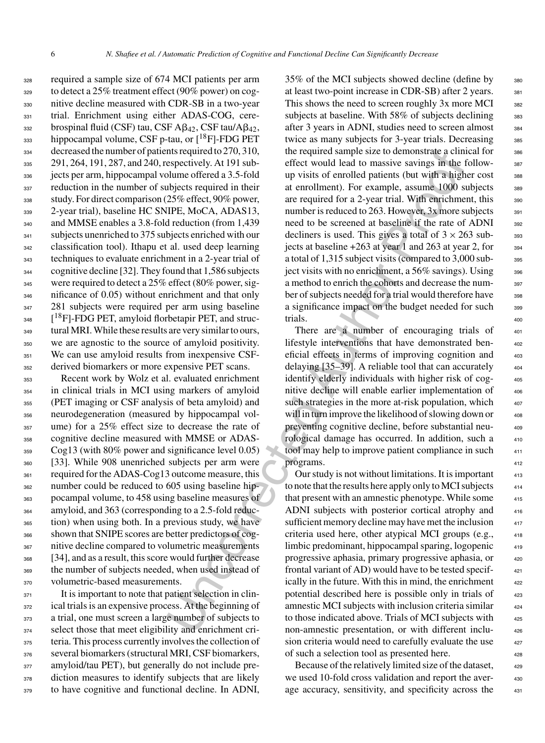required a sample size of 674 MCI patients per arm to detect a 25% treatment effect (90% power) on cognitive decline measured with CDR-SB in a two-year trial. Enrichment using either ADAS-COG, cerebrospinal fluid (CSF) tau, CSF A$\beta_{42}$, CSF tau/A$\beta_{42}$, hippocampal volume, CSF p-tau, or [$^{18}$F]-FDG PET decreased the number of patients required to 270, 310, 291, 264, 191, 287, and 240, respectively. At 191 subjects per arm, hippocampal volume offered a 3.5-fold reduction in the number of subjects required in their study. For direct comparison (25% effect, 90% power, 2-year trial), baseline HC SNIPE, MoCA, ADAS13, and MMSE enables a 3.8-fold reduction (from 1,439 subjects unenriched to 375 subjects enriched with our classification tool). Ithapu et al. used deep learning techniques to evaluate enrichment in a 2-year trial of cognitive decline [32]. They found that 1,586 subjects were required to detect a 25% effect (80% power, significance of 0.05) without enrichment and that only 281 subjects were required per arm using baseline [$^{18}$F]-FDG PET, amyloid florbetapir PET, and structural MRI. While these results are very similar to ours, we are agnostic to the source of amyloid positivity. We can use amyloid results from inexpensive CSF-derived biomarkers or more expensive PET scans.

Recent work by Wolz et al. evaluated enrichment in clinical trials in MCI using markers of amyloid (PET imaging or CSF analysis of beta amyloid) and neurodegeneration (measured by hippocampal volume) for a 25% effect size to decrease the rate of cognitive decline measured with MMSE or ADAS-Cog13 (with 80% power and significance level 0.05) [33]. While 908 unenriched subjects per arm were required for the ADAS-Cog13 outcome measure, this number could be reduced to 605 using baseline hippocampal volume, to 458 using baseline measures of amyloid, and 363 (corresponding to a 2.5-fold reduction) when using both. In a previous study, we have shown that SNIPE scores are better predictors of cognitive decline compared to volumetric measurements [34], and as a result, this score would further decrease the number of subjects needed, when used instead of volumetric-based measurements.

It is important to note that patient selection in clinical trials is an expensive process. At the beginning of a trial, one must screen a large number of subjects to select those that meet eligibility and enrichment criteria. This process currently involves the collection of several biomarkers (structural MRI, CSF biomarkers, amyloid/tau PET), but generally do not include prediction measures to identify subjects that are likely to have cognitive and functional decline. In ADNI, 35% of the MCI subjects showed decline (define by at least two-point increase in CDR-SB) after 2 years. This shows the need to screen roughly 3x more MCI subjects at baseline. With 58% of subjects declining after 3 years in ADNI, studies need to screen almost twice as many subjects for 3-year trials. Decreasing the required sample size to demonstrate a clinical for effect would lead to massive savings in the follow-up visits of enrolled patients (but with a higher cost at enrollment). For example, assume 1000 subjects are required for a 2-year trial. With enrichment, this number is reduced to 263. However, 3x more subjects need to be screened at baseline if the rate of ADNI decliners is used. This gives a total of $3 \times 263$ subjects at baseline +263 at year 1 and 263 at year 2, for a total of 1,315 subject visits (compared to 3,000 subject visits with no enrichment, a 56% savings). Using a method to enrich the cohorts and decrease the number of subjects needed for a trial would therefore have a significance impact on the budget needed for such trials.

There are a number of encouraging trials of lifestyle interventions that have demonstrated beneficial effects in terms of improving cognition and delaying [35–39]. A reliable tool that can accurately identify elderly individuals with higher risk of cognitive decline will enable earlier implementation of such strategies in the more at-risk population, which will in turn improve the likelihood of slowing down or preventing cognitive decline, before substantial neurological damage has occurred. In addition, such a tool may help to improve patient compliance in such programs.

Our study is not without limitations. It is important to note that the results here apply only to MCI subjects that present with an amnestic phenotype. While some ADNI subjects with posterior cortical atrophy and sufficient memory decline may have met the inclusion criteria used here, other atypical MCI groups (e.g., limbic predominant, hippocampal sparing, logopenic progressive aphasia, primary progressive aphasia, or frontal variant of AD) would have to be tested specifically in the future. With this in mind, the enrichment potential described here is possible only in trials of amnestic MCI subjects with inclusion criteria similar to those indicated above. Trials of MCI subjects with non-amnestic presentation, or with different inclusion criteria would need to carefully evaluate the use of such a selection tool as presented here.

Because of the relatively limited size of the dataset, we used 10-fold cross validation and report the average accuracy, sensitivity, and specificity across the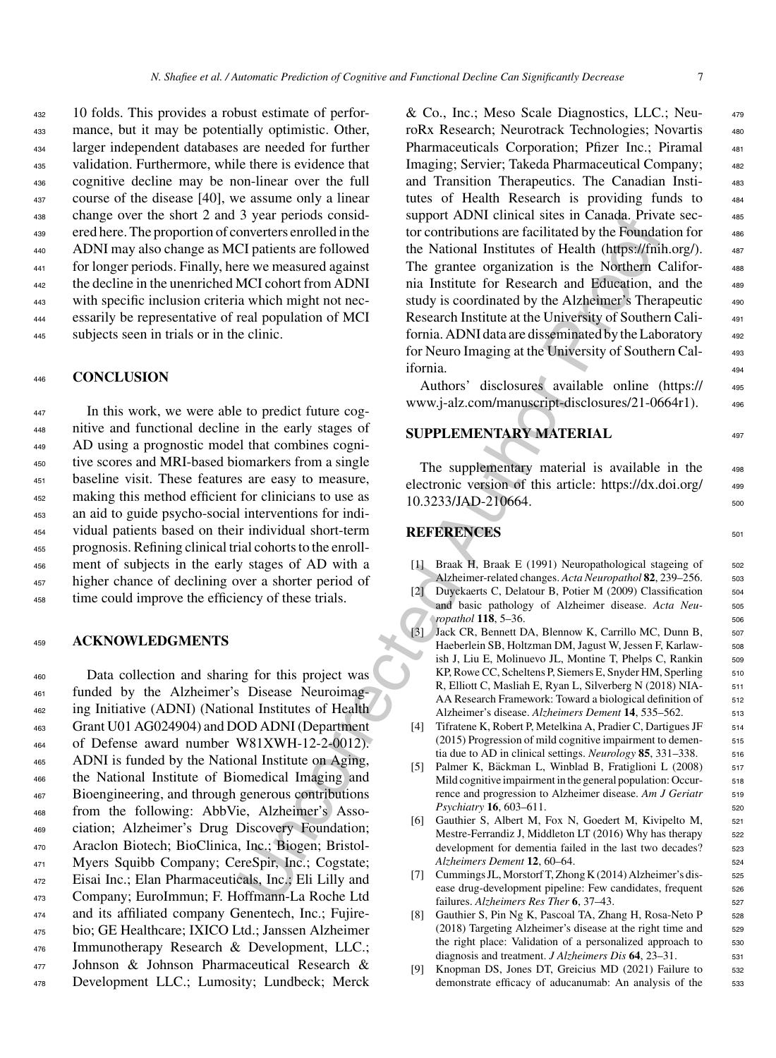10 folds. This provides a robust estimate of performance, but it may be potentially optimistic. Other, larger independent databases are needed for further validation. Furthermore, while there is evidence that cognitive decline may be non-linear over the full course of the disease [40], we assume only a linear change over the short 2 and 3 year periods considered here. The proportion of converters enrolled in the ADNI may also change as MCI patients are followed for longer periods. Finally, here we measured against the decline in the unenriched MCI cohort from ADNI with specific inclusion criteria which might not necessarily be representative of real population of MCI subjects seen in trials or in the clinic.

## CONCLUSION

In this work, we were able to predict future cognitive and functional decline in the early stages of AD using a prognostic model that combines cognitive scores and MRI-based biomarkers from a single baseline visit. These features are easy to measure, making this method efficient for clinicians to use as an aid to guide psycho-social interventions for individual patients based on their individual short-term prognosis. Refining clinical trial cohorts to the enrollment of subjects in the early stages of AD with a higher chance of declining over a shorter period of time could improve the efficiency of these trials.

## ACKNOWLEDGMENTS

Data collection and sharing for this project was funded by the Alzheimer's Disease Neuroimaging Initiative (ADNI) (National Institutes of Health Grant U01 AG024904) and DOD ADNI (Department of Defense award number W81XWH-12-2-0012). ADNI is funded by the National Institute on Aging, the National Institute of Biomedical Imaging and Bioengineering, and through generous contributions from the following: AbbVie, Alzheimer's Association; Alzheimer's Drug Discovery Foundation; Araclon Biotech; BioClinica, Inc.; Biogen; Bristol-Myers Squibb Company; CereSpir, Inc.; Cogstate; Eisai Inc.; Elan Pharmaceuticals, Inc.; Eli Lilly and Company; EuroImmun; F. Hoffmann-La Roche Ltd and its affiliated company Genentech, Inc.; Fujirebio; GE Healthcare; IXICO Ltd.; Janssen Alzheimer Immunotherapy Research & Development, LLC.; Johnson & Johnson Pharmaceutical Research & Development LLC.; Lumosity; Lundbeck; Merck & Co., Inc.; Meso Scale Diagnostics, LLC.; NeuroRx Research; Neurotrack Technologies; Novartis Pharmaceuticals Corporation; Pfizer Inc.; Piramal Imaging; Servier; Takeda Pharmaceutical Company; and Transition Therapeutics. The Canadian Institutes of Health Research is providing funds to support ADNI clinical sites in Canada. Private sector contributions are facilitated by the Foundation for the National Institutes of Health (https://fnih.org/). The grantee organization is the Northern California Institute for Research and Education, and the study is coordinated by the Alzheimer's Therapeutic Research Institute at the University of Southern California. ADNI data are disseminated by the Laboratory for Neuro Imaging at the University of Southern California.

Authors' disclosures available online (https://www.j-alz.com/manuscript-disclosures/21-0664r1).

## SUPPLEMENTARY MATERIAL

The supplementary material is available in the electronic version of this article: https://dx.doi.org/10.3233/JAD-210664.

## REFERENCES

[1] Braak H, Braak E (1991) Neuropathological stageing of Alzheimer-related changes. *Acta Neuropathol* **82**, 239–256.

[2] Duyckaerts C, Delatour B, Potier M (2009) Classification and basic pathology of Alzheimer disease. *Acta Neuropathol* **118**, 5–36.

[3] Jack CR, Bennett DA, Blennow K, Carrillo MC, Dunn B, Haeberlein SB, Holtzman DM, Jagust W, Jessen F, Karlawish J, Liu E, Molinuevo JL, Montine T, Phelps C, Rankin KP, Rowe CC, Scheltens P, Siemers E, Snyder HM, Sperling R, Elliott C, Masliah E, Ryan L, Silverberg N (2018) NIA-AA Research Framework: Toward a biological definition of Alzheimer's disease. *Alzheimers Dement* **14**, 535–562.

[4] Tifratene K, Robert P, Metelkina A, Pradier C, Dartigues JF (2015) Progression of mild cognitive impairment to dementia due to AD in clinical settings. *Neurology* **85**, 331–338.

[5] Palmer K, Bäckman L, Winblad B, Fratiglioni L (2008) Mild cognitive impairment in the general population: Occurrence and progression to Alzheimer disease. *Am J Geriatr Psychiatry* **16**, 603–611.

[6] Gauthier S, Albert M, Fox N, Goedert M, Kivipelto M, Mestre-Ferrandiz J, Middleton LT (2016) Why has therapy development for dementia failed in the last two decades? *Alzheimers Dement* **12**, 60–64.

[7] Cummings JL, Morstorf T, Zhong K (2014) Alzheimer's disease drug-development pipeline: Few candidates, frequent failures. *Alzheimers Res Ther* **6**, 37–43.

[8] Gauthier S, Pin Ng K, Pascoal TA, Zhang H, Rosa-Neto P (2018) Targeting Alzheimer's disease at the right time and the right place: Validation of a personalized approach to diagnosis and treatment. *J Alzheimers Dis* **64**, 23–31.

[9] Knopman DS, Jones DT, Greicius MD (2021) Failure to demonstrate efficacy of aducanumab: An analysis of the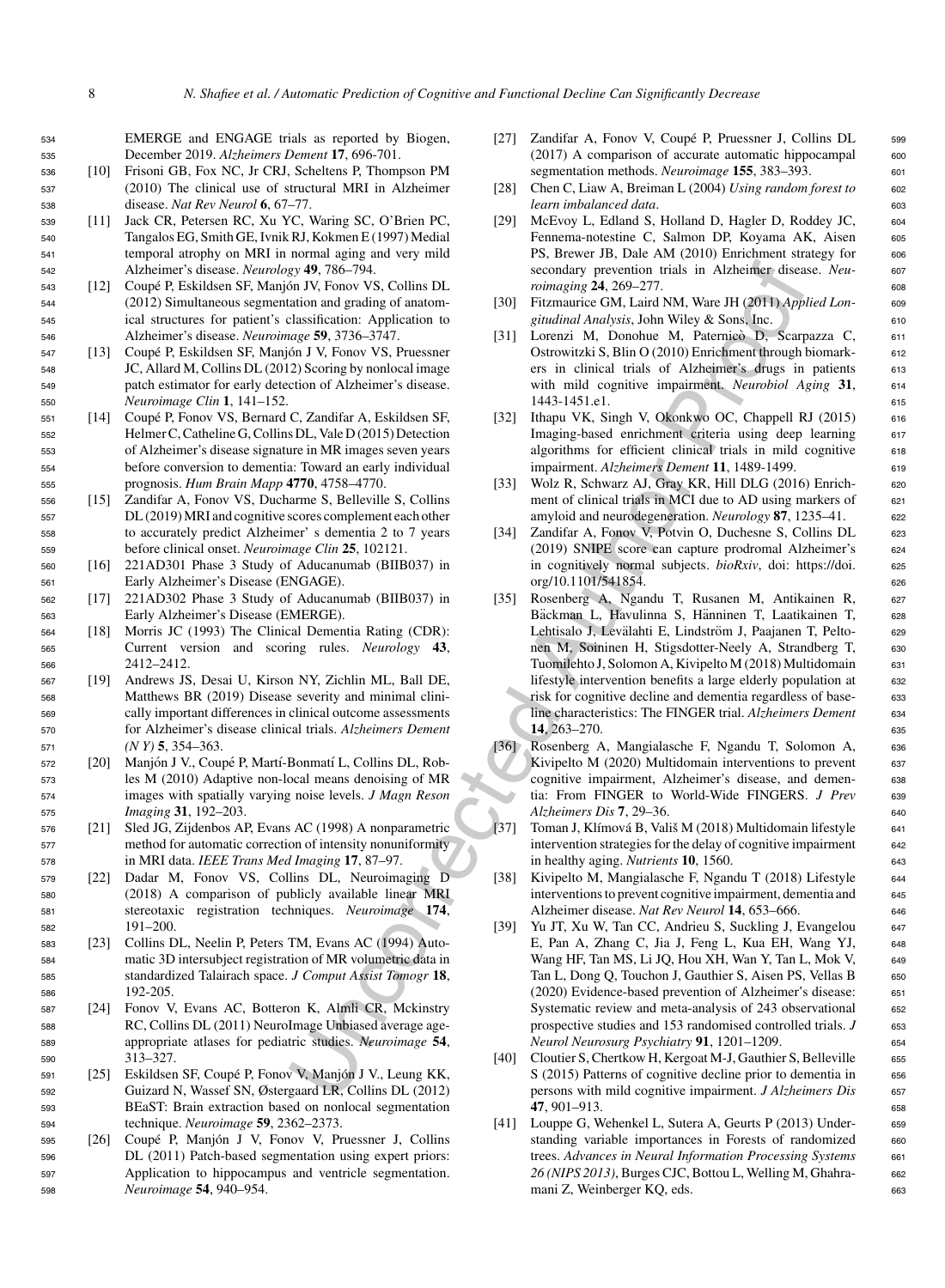EMERGE and ENGAGE trials as reported by Biogen, December 2019. *Alzheimers Dement* **17**, 696-701.

[10] Frisoni GB, Fox NC, Jr CRJ, Scheltens P, Thompson PM (2010) The clinical use of structural MRI in Alzheimer disease. *Nat Rev Neurol* **6**, 67–77.

[11] Jack CR, Petersen RC, Xu YC, Waring SC, O'Brien PC, Tangalos EG, Smith GE, Ivnik RJ, Kokmen E (1997) Medial temporal atrophy on MRI in normal aging and very mild Alzheimer's disease. *Neurology* **49**, 786–794.

[12] Coupé P, Eskildsen SF, Manjón JV, Fonov VS, Collins DL (2012) Simultaneous segmentation and grading of anatomical structures for patient's classification: Application to Alzheimer's disease. *Neuroimage* **59**, 3736–3747.

[13] Coupé P, Eskildsen SF, Manjón J V, Fonov VS, Pruessner JC, Allard M, Collins DL (2012) Scoring by nonlocal image patch estimator for early detection of Alzheimer's disease. *Neuroimage Clin* **1**, 141–152.

[14] Coupé P, Fonov VS, Bernard C, Zandifar A, Eskildsen SF, Helmer C, Catheline G, Collins DL, Vale D (2015) Detection of Alzheimer's disease signature in MR images seven years before conversion to dementia: Toward an early individual prognosis. *Hum Brain Mapp* **4770**, 4758–4770.

[15] Zandifar A, Fonov VS, Ducharme S, Belleville S, Collins DL (2019) MRI and cognitive scores complement each other to accurately predict Alzheimer' s dementia 2 to 7 years before clinical onset. *Neuroimage Clin* **25**, 102121.

[16] 221AD301 Phase 3 Study of Aducanumab (BIIB037) in Early Alzheimer's Disease (ENGAGE).

[17] 221AD302 Phase 3 Study of Aducanumab (BIIB037) in Early Alzheimer's Disease (EMERGE).

[18] Morris JC (1993) The Clinical Dementia Rating (CDR): Current version and scoring rules. *Neurology* **43**, 2412–2412.

[19] Andrews JS, Desai U, Kirson NY, Zichlin ML, Ball DE, Matthews BR (2019) Disease severity and minimal clinically important differences in clinical outcome assessments for Alzheimer's disease clinical trials. *Alzheimers Dement (N Y)* **5**, 354–363.

[20] Manjón J V., Coupé P, Martí-Bonmatí L, Collins DL, Robles M (2010) Adaptive non-local means denoising of MR images with spatially varying noise levels. *J Magn Reson Imaging* **31**, 192–203.

[21] Sled JG, Zijdenbos AP, Evans AC (1998) A nonparametric method for automatic correction of intensity nonuniformity in MRI data. *IEEE Trans Med Imaging* **17**, 87–97.

[22] Dadar M, Fonov VS, Collins DL, Neuroimaging D (2018) A comparison of publicly available linear MRI stereotaxic registration techniques. *Neuroimage* **174**, 191–200.

[23] Collins DL, Neelin P, Peters TM, Evans AC (1994) Automatic 3D intersubject registration of MR volumetric data in standardized Talairach space. *J Comput Assist Tomogr* **18**, 192-205.

[24] Fonov V, Evans AC, Botteron K, Almli CR, Mckinstry RC, Collins DL (2011) NeuroImage Unbiased average age-appropriate atlases for pediatric studies. *Neuroimage* **54**, 313–327.

[25] Eskildsen SF, Coupé P, Fonov V, Manjón J V., Leung KK, Guizard N, Wassef SN, Østergaard LR, Collins DL (2012) BEaST: Brain extraction based on nonlocal segmentation technique. *Neuroimage* **59**, 2362–2373.

[26] Coupé P, Manjón J V, Fonov V, Pruessner J, Collins DL (2011) Patch-based segmentation using expert priors: Application to hippocampus and ventricle segmentation. *Neuroimage* **54**, 940–954.

[27] Zandifar A, Fonov V, Coupé P, Pruessner J, Collins DL (2017) A comparison of accurate automatic hippocampal segmentation methods. *Neuroimage* **155**, 383–393.

[28] Chen C, Liaw A, Breiman L (2004) *Using random forest to learn imbalanced data*.

[29] McEvoy L, Edland S, Holland D, Hagler D, Roddey JC, Fennema-notestine C, Salmon DP, Koyama AK, Aisen PS, Brewer JB, Dale AM (2010) Enrichment strategy for secondary prevention trials in Alzheimer disease. *Neuroimaging* **24**, 269–277.

[30] Fitzmaurice GM, Laird NM, Ware JH (2011) *Applied Longitudinal Analysis*, John Wiley & Sons, Inc.

[31] Lorenzi M, Donohue M, Paternicò D, Scarpazza C, Ostrowitzki S, Blin O (2010) Enrichment through biomarkers in clinical trials of Alzheimer's drugs in patients with mild cognitive impairment. *Neurobiol Aging* **31**, 1443-1451.e1.

[32] Ithapu VK, Singh V, Okonkwo OC, Chappell RJ (2015) Imaging-based enrichment criteria using deep learning algorithms for efficient clinical trials in mild cognitive impairment. *Alzheimers Dement* **11**, 1489-1499.

[33] Wolz R, Schwarz AJ, Gray KR, Hill DLG (2016) Enrichment of clinical trials in MCI due to AD using markers of amyloid and neurodegeneration. *Neurology* **87**, 1235–41.

[34] Zandifar A, Fonov V, Potvin O, Duchesne S, Collins DL (2019) SNIPE score can capture prodromal Alzheimer's in cognitively normal subjects. *bioRxiv*, doi: https://doi.org/10.1101/541854.

[35] Rosenberg A, Ngandu T, Rusanen M, Antikainen R, Bäckman L, Havulinna S, Hänninen T, Laatikainen T, Lehtisalo J, Levälahti E, Lindström J, Paajanen T, Peltonen M, Soininen H, Stigsdotter-Neely A, Strandberg T, Tuomilehto J, Solomon A, Kivipelto M (2018) Multidomain lifestyle intervention benefits a large elderly population at risk for cognitive decline and dementia regardless of baseline characteristics: The FINGER trial. *Alzheimers Dement* **14**, 263–270.

[36] Rosenberg A, Mangialasche F, Ngandu T, Solomon A, Kivipelto M (2020) Multidomain interventions to prevent cognitive impairment, Alzheimer's disease, and dementia: From FINGER to World-Wide FINGERS. *J Prev Alzheimers Dis* **7**, 29–36.

[37] Toman J, Klímová B, Vališ M (2018) Multidomain lifestyle intervention strategies for the delay of cognitive impairment in healthy aging. *Nutrients* **10**, 1560.

[38] Kivipelto M, Mangialasche F, Ngandu T (2018) Lifestyle interventions to prevent cognitive impairment, dementia and Alzheimer disease. *Nat Rev Neurol* **14**, 653–666.

[39] Yu JT, Xu W, Tan CC, Andrieu S, Suckling J, Evangelou E, Pan A, Zhang C, Jia J, Feng L, Kua EH, Wang YJ, Wang HF, Tan MS, Li JQ, Hou XH, Wan Y, Tan L, Mok V, Tan L, Dong Q, Touchon J, Gauthier S, Aisen PS, Vellas B (2020) Evidence-based prevention of Alzheimer's disease: Systematic review and meta-analysis of 243 observational prospective studies and 153 randomised controlled trials. *J Neurol Neurosurg Psychiatry* **91**, 1201–1209.

[40] Cloutier S, Chertkow H, Kergoat M-J, Gauthier S, Belleville S (2015) Patterns of cognitive decline prior to dementia in persons with mild cognitive impairment. *J Alzheimers Dis* **47**, 901–913.

[41] Louppe G, Wehenkel L, Sutera A, Geurts P (2013) Understanding variable importances in Forests of randomized trees. *Advances in Neural Information Processing Systems 26 (NIPS 2013)*, Burges CJC, Bottou L, Welling M, Ghahramani Z, Weinberger KQ, eds.